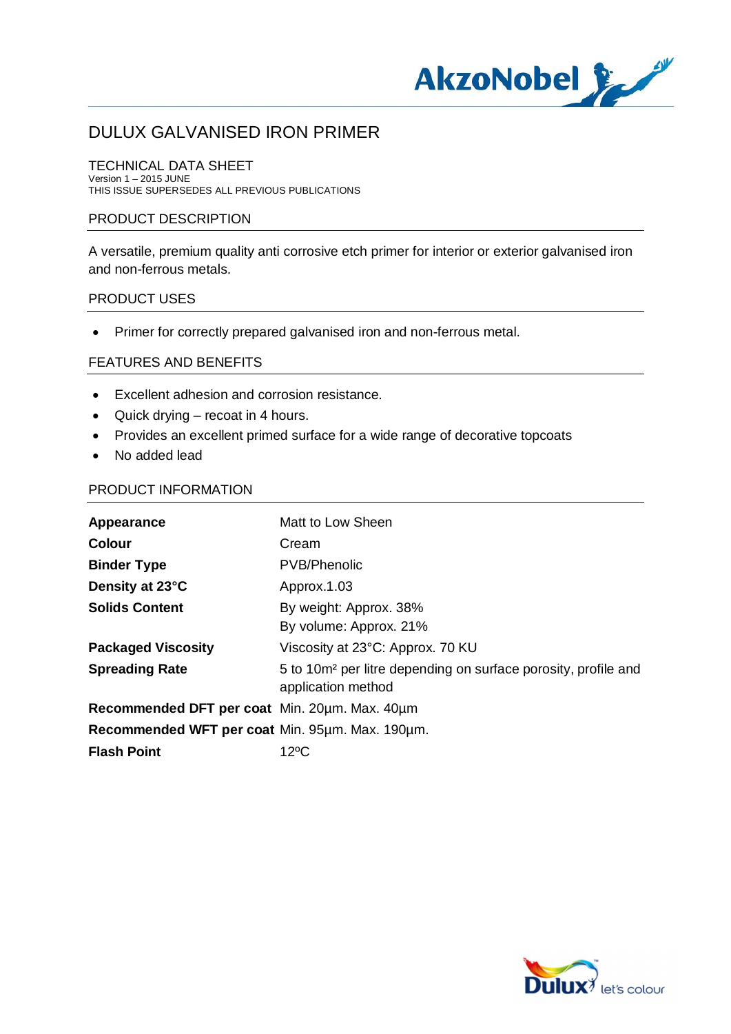# DULUX GALVANISED IRON PRIMER

TECHNICAL DATA SHEET
Version 1 – 2015 JUNE
THIS ISSUE SUPERSEDES ALL PREVIOUS PUBLICATIONS

## PRODUCT DESCRIPTION

A versatile, premium quality anti corrosive etch primer for interior or exterior galvanised iron and non-ferrous metals.

## PRODUCT USES

- Primer for correctly prepared galvanised iron and non-ferrous metal.

## FEATURES AND BENEFITS

- Excellent adhesion and corrosion resistance.
- Quick drying – recoat in 4 hours.
- Provides an excellent primed surface for a wide range of decorative topcoats
- No added lead

## PRODUCT INFORMATION

| | |
|---|---|
| **Appearance** | Matt to Low Sheen |
| **Colour** | Cream |
| **Binder Type** | PVB/Phenolic |
| **Density at 23°C** | Approx.1.03 |
| **Solids Content** | By weight: Approx. 38%<br>By volume: Approx. 21% |
| **Packaged Viscosity** | Viscosity at 23°C: Approx. 70 KU |
| **Spreading Rate** | 5 to 10m² per litre depending on surface porosity, profile and application method |
| **Recommended DFT per coat** | Min. 20µm. Max. 40µm |
| **Recommended WFT per coat** | Min. 95µm. Max. 190µm. |
| **Flash Point** | 12ºC |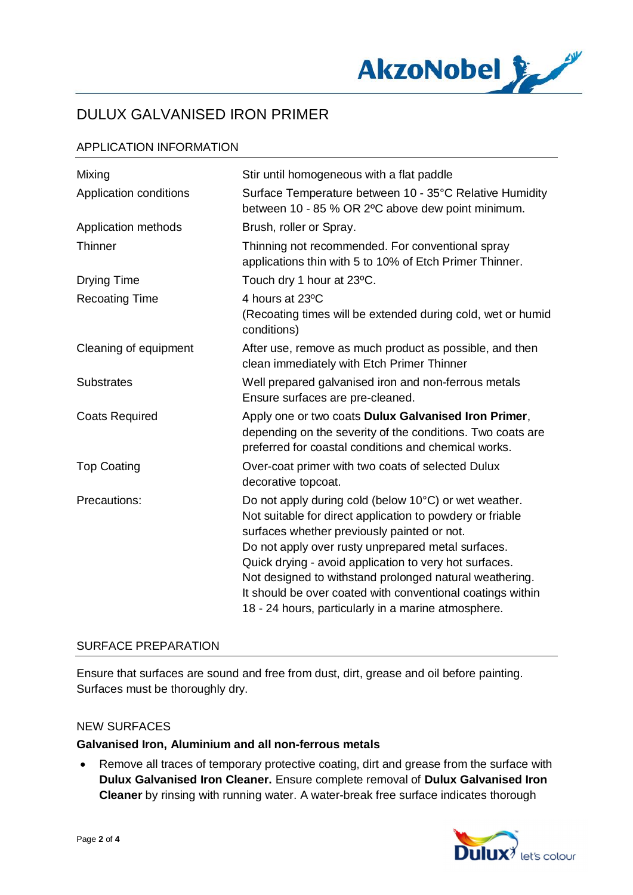# DULUX GALVANISED IRON PRIMER

## APPLICATION INFORMATION

| | |
|---|---|
| Mixing | Stir until homogeneous with a flat paddle |
| Application conditions | Surface Temperature between 10 - 35°C Relative Humidity between 10 - 85 % OR 2ºC above dew point minimum. |
| Application methods | Brush, roller or Spray. |
| Thinner | Thinning not recommended. For conventional spray applications thin with 5 to 10% of Etch Primer Thinner. |
| Drying Time | Touch dry 1 hour at 23ºC. |
| Recoating Time | 4 hours at 23ºC<br>(Recoating times will be extended during cold, wet or humid conditions) |
| Cleaning of equipment | After use, remove as much product as possible, and then clean immediately with Etch Primer Thinner |
| Substrates | Well prepared galvanised iron and non-ferrous metals<br>Ensure surfaces are pre-cleaned. |
| Coats Required | Apply one or two coats **Dulux Galvanised Iron Primer**, depending on the severity of the conditions. Two coats are preferred for coastal conditions and chemical works. |
| Top Coating | Over-coat primer with two coats of selected Dulux decorative topcoat. |
| Precautions: | Do not apply during cold (below 10°C) or wet weather.<br>Not suitable for direct application to powdery or friable surfaces whether previously painted or not.<br>Do not apply over rusty unprepared metal surfaces.<br>Quick drying - avoid application to very hot surfaces.<br>Not designed to withstand prolonged natural weathering.<br>It should be over coated with conventional coatings within 18 - 24 hours, particularly in a marine atmosphere. |

## SURFACE PREPARATION

Ensure that surfaces are sound and free from dust, dirt, grease and oil before painting. Surfaces must be thoroughly dry.

### NEW SURFACES

**Galvanised Iron, Aluminium and all non-ferrous metals**

- Remove all traces of temporary protective coating, dirt and grease from the surface with **Dulux Galvanised Iron Cleaner.** Ensure complete removal of **Dulux Galvanised Iron Cleaner** by rinsing with running water. A water-break free surface indicates thorough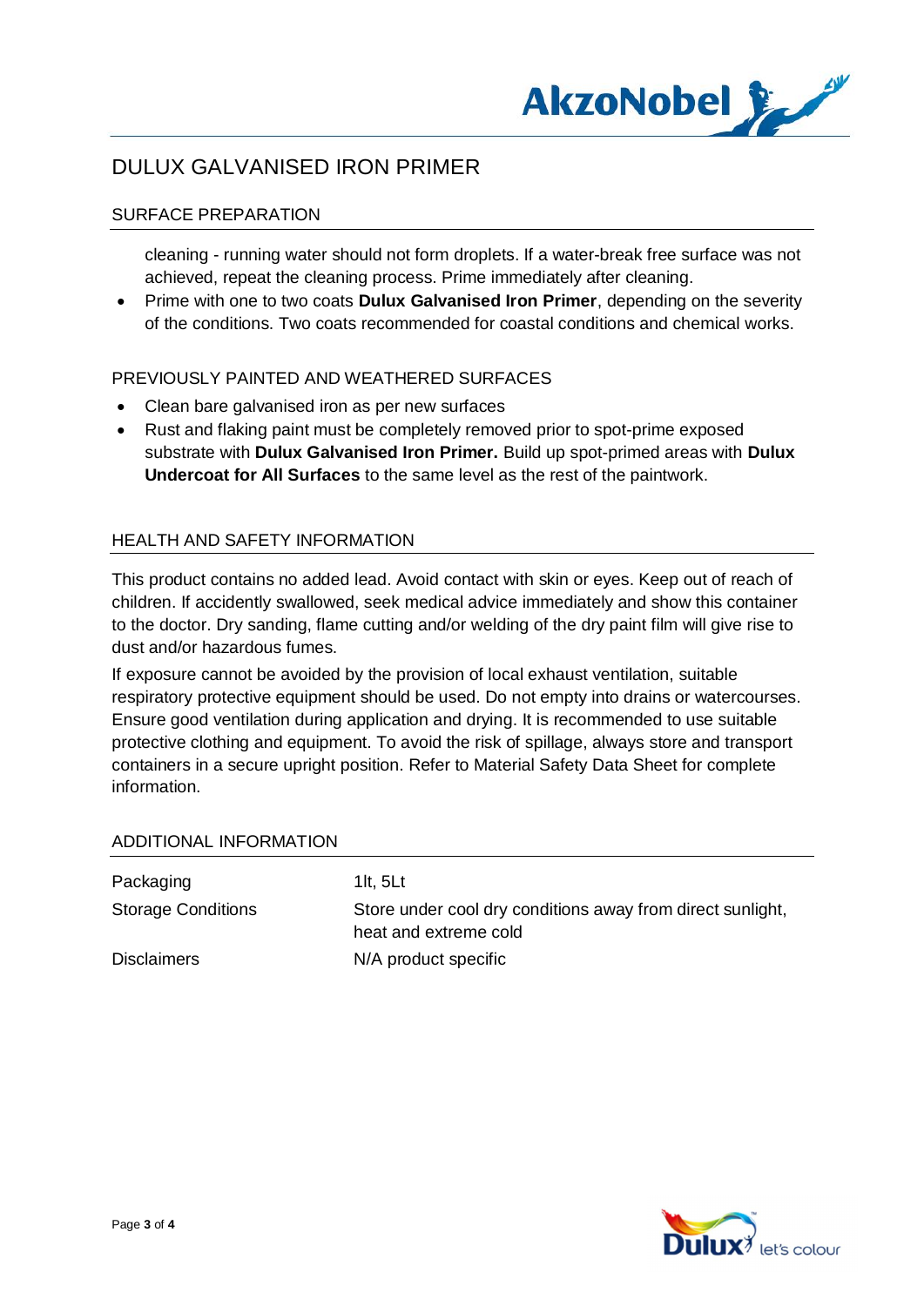# DULUX GALVANISED IRON PRIMER

## SURFACE PREPARATION

cleaning - running water should not form droplets. If a water-break free surface was not achieved, repeat the cleaning process. Prime immediately after cleaning.

- Prime with one to two coats **Dulux Galvanised Iron Primer**, depending on the severity of the conditions. Two coats recommended for coastal conditions and chemical works.

### PREVIOUSLY PAINTED AND WEATHERED SURFACES

- Clean bare galvanised iron as per new surfaces
- Rust and flaking paint must be completely removed prior to spot-prime exposed substrate with **Dulux Galvanised Iron Primer.** Build up spot-primed areas with **Dulux Undercoat for All Surfaces** to the same level as the rest of the paintwork.

## HEALTH AND SAFETY INFORMATION

This product contains no added lead. Avoid contact with skin or eyes. Keep out of reach of children. If accidently swallowed, seek medical advice immediately and show this container to the doctor. Dry sanding, flame cutting and/or welding of the dry paint film will give rise to dust and/or hazardous fumes.

If exposure cannot be avoided by the provision of local exhaust ventilation, suitable respiratory protective equipment should be used. Do not empty into drains or watercourses. Ensure good ventilation during application and drying. It is recommended to use suitable protective clothing and equipment. To avoid the risk of spillage, always store and transport containers in a secure upright position. Refer to Material Safety Data Sheet for complete information.

## ADDITIONAL INFORMATION

| | |
|---|---|
| Packaging | 1lt, 5Lt |
| Storage Conditions | Store under cool dry conditions away from direct sunlight, heat and extreme cold |
| Disclaimers | N/A product specific |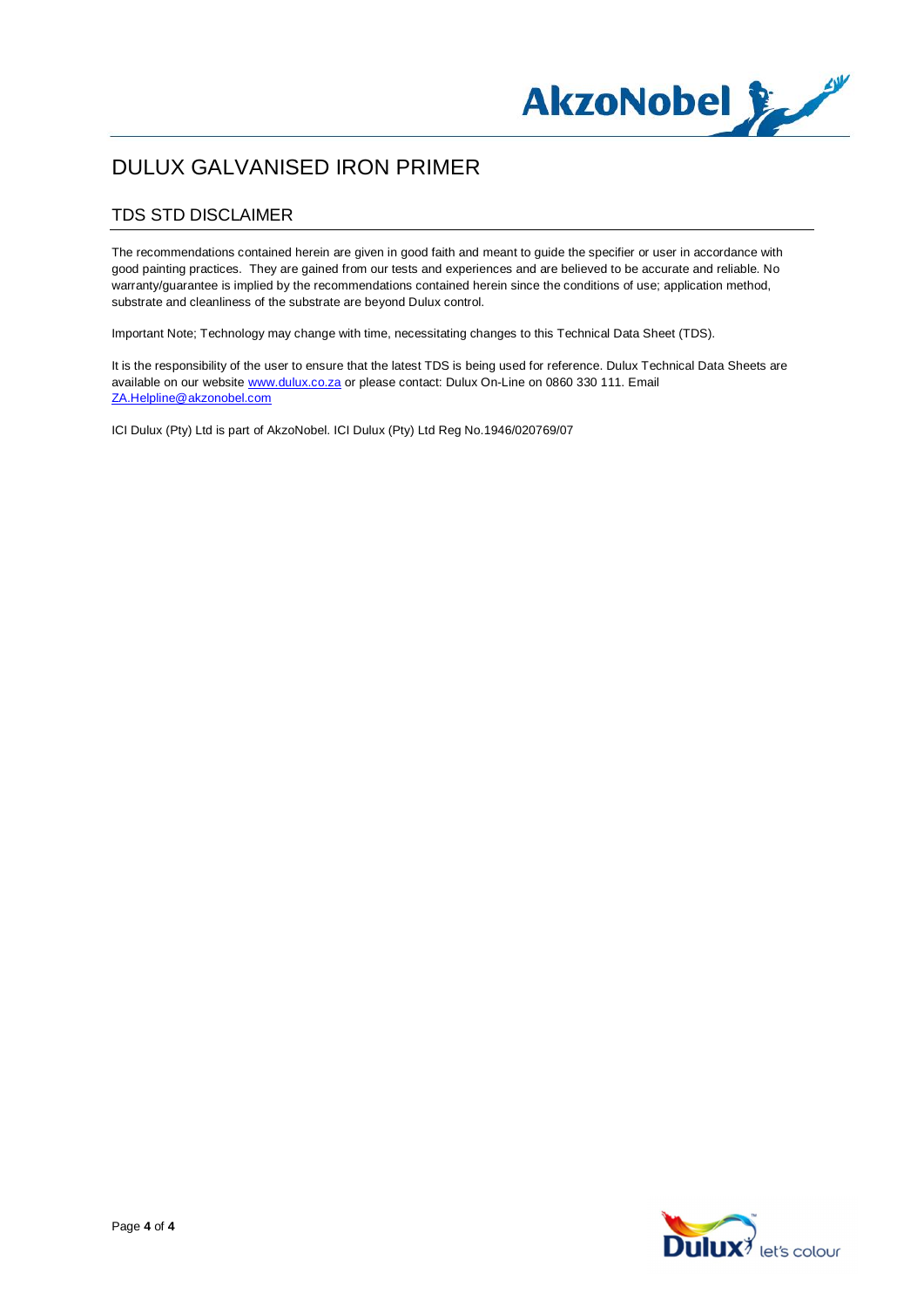# DULUX GALVANISED IRON PRIMER

## TDS STD DISCLAIMER

The recommendations contained herein are given in good faith and meant to guide the specifier or user in accordance with good painting practices. They are gained from our tests and experiences and are believed to be accurate and reliable. No warranty/guarantee is implied by the recommendations contained herein since the conditions of use; application method, substrate and cleanliness of the substrate are beyond Dulux control.

Important Note; Technology may change with time, necessitating changes to this Technical Data Sheet (TDS).

It is the responsibility of the user to ensure that the latest TDS is being used for reference. Dulux Technical Data Sheets are available on our website www.dulux.co.za or please contact: Dulux On-Line on 0860 330 111. Email ZA.Helpline@akzonobel.com

ICI Dulux (Pty) Ltd is part of AkzoNobel. ICI Dulux (Pty) Ltd Reg No.1946/020769/07